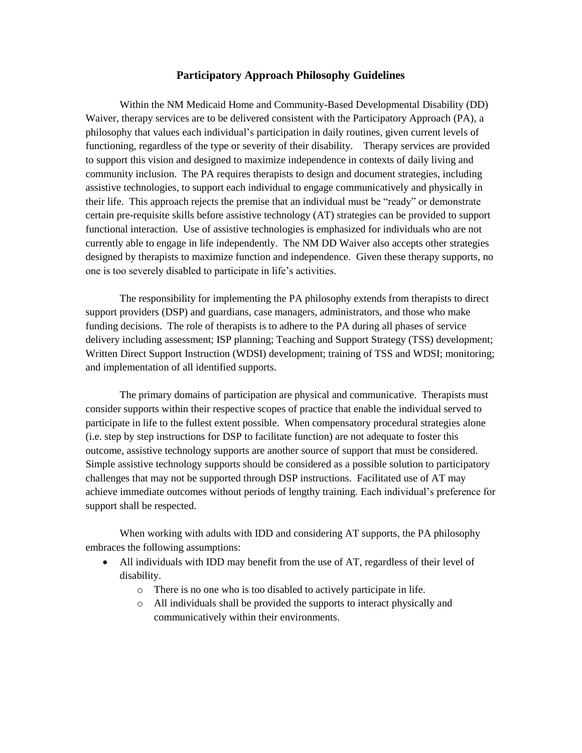# Participatory Approach Philosophy Guidelines

Within the NM Medicaid Home and Community-Based Developmental Disability (DD) Waiver, therapy services are to be delivered consistent with the Participatory Approach (PA), a philosophy that values each individual's participation in daily routines, given current levels of functioning, regardless of the type or severity of their disability. Therapy services are provided to support this vision and designed to maximize independence in contexts of daily living and community inclusion. The PA requires therapists to design and document strategies, including assistive technologies, to support each individual to engage communicatively and physically in their life. This approach rejects the premise that an individual must be "ready" or demonstrate certain pre-requisite skills before assistive technology (AT) strategies can be provided to support functional interaction. Use of assistive technologies is emphasized for individuals who are not currently able to engage in life independently. The NM DD Waiver also accepts other strategies designed by therapists to maximize function and independence. Given these therapy supports, no one is too severely disabled to participate in life's activities.

The responsibility for implementing the PA philosophy extends from therapists to direct support providers (DSP) and guardians, case managers, administrators, and those who make funding decisions. The role of therapists is to adhere to the PA during all phases of service delivery including assessment; ISP planning; Teaching and Support Strategy (TSS) development; Written Direct Support Instruction (WDSI) development; training of TSS and WDSI; monitoring; and implementation of all identified supports.

The primary domains of participation are physical and communicative. Therapists must consider supports within their respective scopes of practice that enable the individual served to participate in life to the fullest extent possible. When compensatory procedural strategies alone (i.e. step by step instructions for DSP to facilitate function) are not adequate to foster this outcome, assistive technology supports are another source of support that must be considered. Simple assistive technology supports should be considered as a possible solution to participatory challenges that may not be supported through DSP instructions. Facilitated use of AT may achieve immediate outcomes without periods of lengthy training. Each individual's preference for support shall be respected.

When working with adults with IDD and considering AT supports, the PA philosophy embraces the following assumptions:

- All individuals with IDD may benefit from the use of AT, regardless of their level of disability.
  - There is no one who is too disabled to actively participate in life.
  - All individuals shall be provided the supports to interact physically and communicatively within their environments.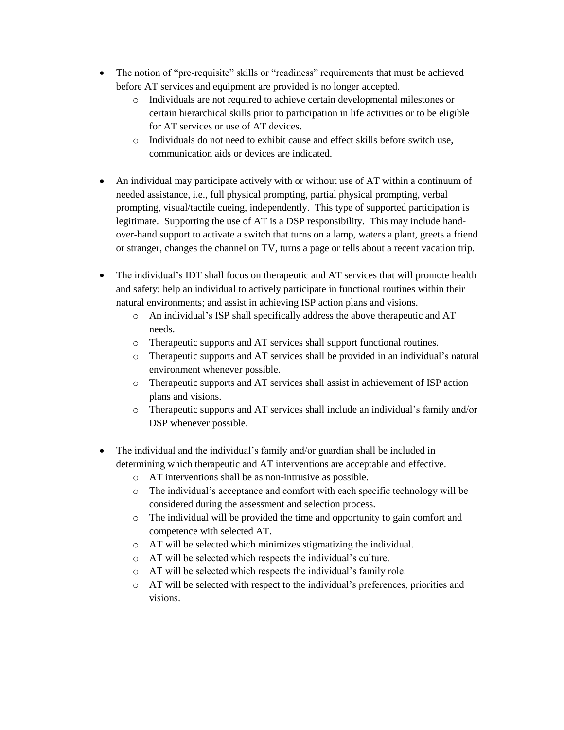- The notion of "pre-requisite" skills or "readiness" requirements that must be achieved before AT services and equipment are provided is no longer accepted.
    - Individuals are not required to achieve certain developmental milestones or certain hierarchical skills prior to participation in life activities or to be eligible for AT services or use of AT devices.
    - Individuals do not need to exhibit cause and effect skills before switch use, communication aids or devices are indicated.

- An individual may participate actively with or without use of AT within a continuum of needed assistance, i.e., full physical prompting, partial physical prompting, verbal prompting, visual/tactile cueing, independently. This type of supported participation is legitimate. Supporting the use of AT is a DSP responsibility. This may include hand-over-hand support to activate a switch that turns on a lamp, waters a plant, greets a friend or stranger, changes the channel on TV, turns a page or tells about a recent vacation trip.

- The individual's IDT shall focus on therapeutic and AT services that will promote health and safety; help an individual to actively participate in functional routines within their natural environments; and assist in achieving ISP action plans and visions.
    - An individual's ISP shall specifically address the above therapeutic and AT needs.
    - Therapeutic supports and AT services shall support functional routines.
    - Therapeutic supports and AT services shall be provided in an individual's natural environment whenever possible.
    - Therapeutic supports and AT services shall assist in achievement of ISP action plans and visions.
    - Therapeutic supports and AT services shall include an individual's family and/or DSP whenever possible.

- The individual and the individual's family and/or guardian shall be included in determining which therapeutic and AT interventions are acceptable and effective.
    - AT interventions shall be as non-intrusive as possible.
    - The individual's acceptance and comfort with each specific technology will be considered during the assessment and selection process.
    - The individual will be provided the time and opportunity to gain comfort and competence with selected AT.
    - AT will be selected which minimizes stigmatizing the individual.
    - AT will be selected which respects the individual's culture.
    - AT will be selected which respects the individual's family role.
    - AT will be selected with respect to the individual's preferences, priorities and visions.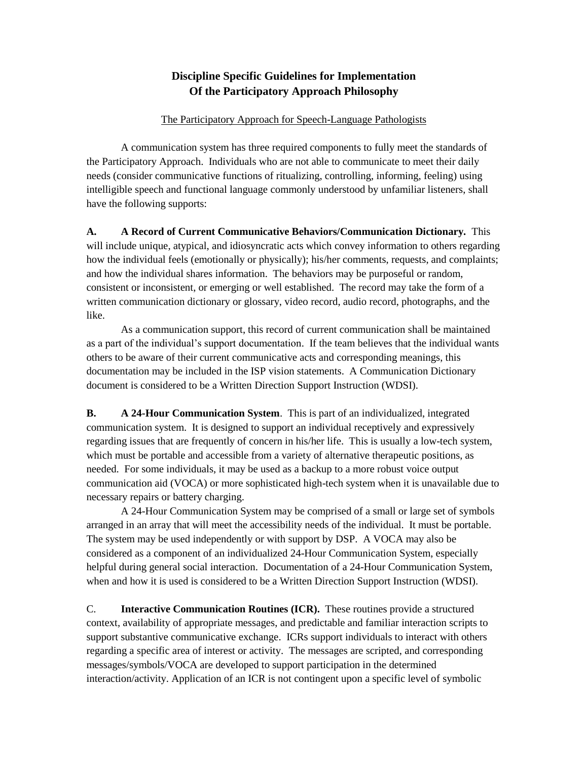# Discipline Specific Guidelines for Implementation Of the Participatory Approach Philosophy

The Participatory Approach for Speech-Language Pathologists

A communication system has three required components to fully meet the standards of the Participatory Approach. Individuals who are not able to communicate to meet their daily needs (consider communicative functions of ritualizing, controlling, informing, feeling) using intelligible speech and functional language commonly understood by unfamiliar listeners, shall have the following supports:

**A. A Record of Current Communicative Behaviors/Communication Dictionary.** This will include unique, atypical, and idiosyncratic acts which convey information to others regarding how the individual feels (emotionally or physically); his/her comments, requests, and complaints; and how the individual shares information. The behaviors may be purposeful or random, consistent or inconsistent, or emerging or well established. The record may take the form of a written communication dictionary or glossary, video record, audio record, photographs, and the like.

As a communication support, this record of current communication shall be maintained as a part of the individual's support documentation. If the team believes that the individual wants others to be aware of their current communicative acts and corresponding meanings, this documentation may be included in the ISP vision statements. A Communication Dictionary document is considered to be a Written Direction Support Instruction (WDSI).

**B. A 24-Hour Communication System**. This is part of an individualized, integrated communication system. It is designed to support an individual receptively and expressively regarding issues that are frequently of concern in his/her life. This is usually a low-tech system, which must be portable and accessible from a variety of alternative therapeutic positions, as needed. For some individuals, it may be used as a backup to a more robust voice output communication aid (VOCA) or more sophisticated high-tech system when it is unavailable due to necessary repairs or battery charging.

A 24-Hour Communication System may be comprised of a small or large set of symbols arranged in an array that will meet the accessibility needs of the individual. It must be portable. The system may be used independently or with support by DSP. A VOCA may also be considered as a component of an individualized 24-Hour Communication System, especially helpful during general social interaction. Documentation of a 24-Hour Communication System, when and how it is used is considered to be a Written Direction Support Instruction (WDSI).

C. **Interactive Communication Routines (ICR).** These routines provide a structured context, availability of appropriate messages, and predictable and familiar interaction scripts to support substantive communicative exchange. ICRs support individuals to interact with others regarding a specific area of interest or activity. The messages are scripted, and corresponding messages/symbols/VOCA are developed to support participation in the determined interaction/activity. Application of an ICR is not contingent upon a specific level of symbolic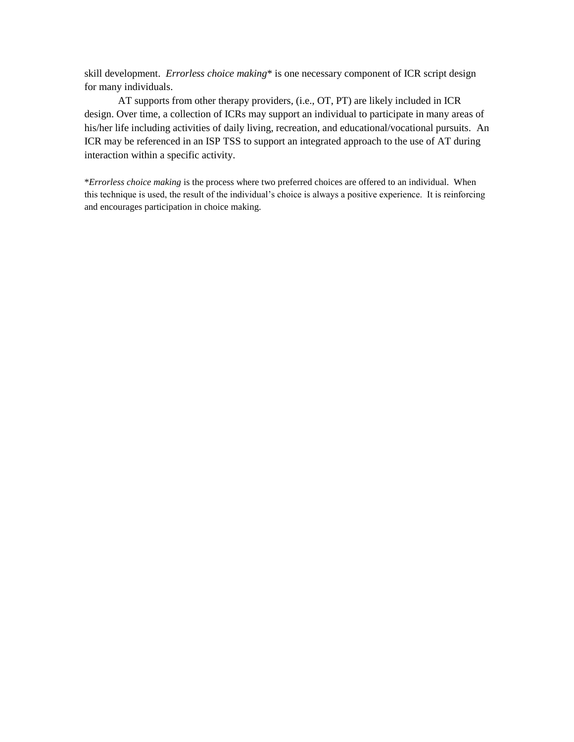skill development. *Errorless choice making** is one necessary component of ICR script design for many individuals.

AT supports from other therapy providers, (i.e., OT, PT) are likely included in ICR design. Over time, a collection of ICRs may support an individual to participate in many areas of his/her life including activities of daily living, recreation, and educational/vocational pursuits. An ICR may be referenced in an ISP TSS to support an integrated approach to the use of AT during interaction within a specific activity.

**Errorless choice making* is the process where two preferred choices are offered to an individual. When this technique is used, the result of the individual's choice is always a positive experience. It is reinforcing and encourages participation in choice making.